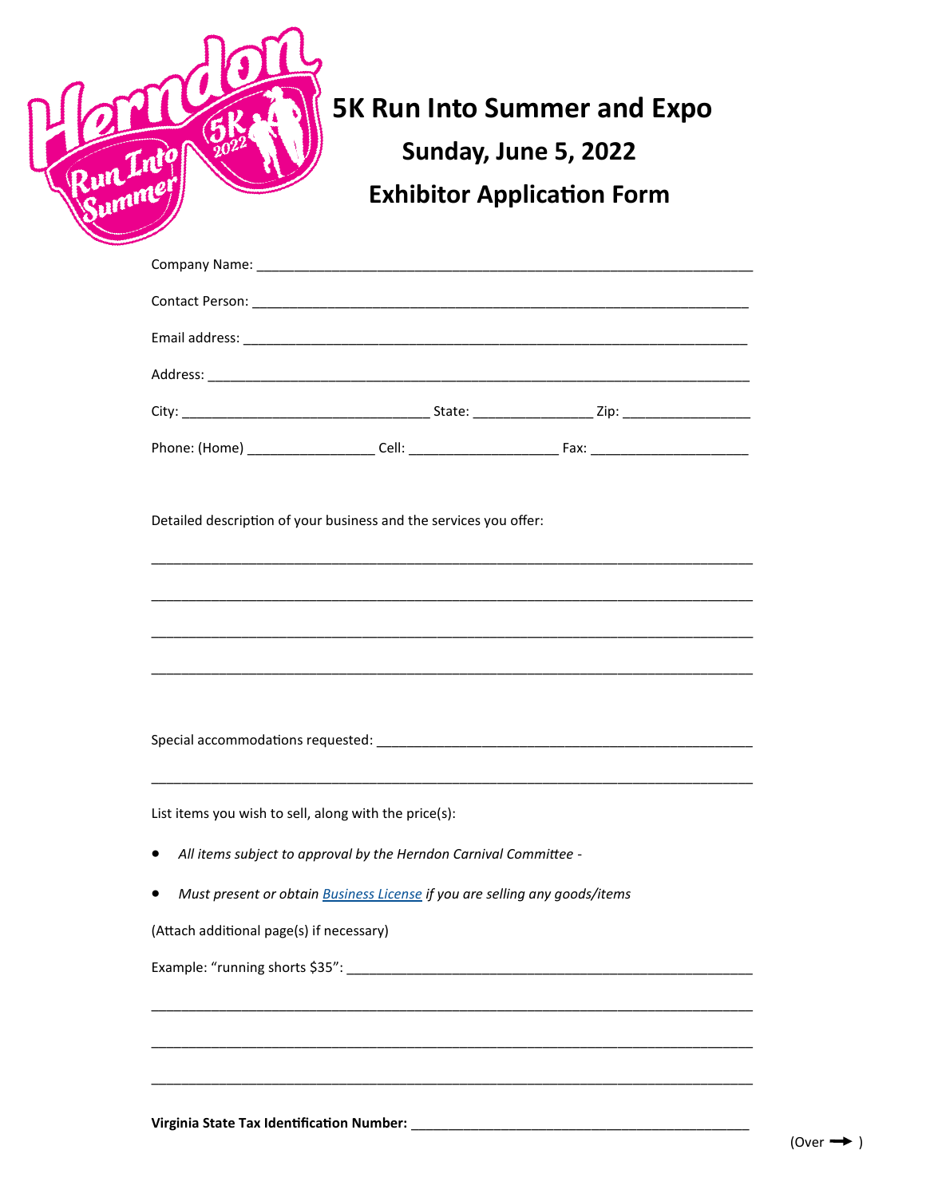# 5K Run Into Summer and Expo

## Sunday, June 5, 2022

## Exhibitor Application Form

Company Name: ___________________________________________________________

Contact Person: ___________________________________________________________

Email address: ___________________________________________________________

Address: ___________________________________________________________

City: _______________________________ State: ______________ Zip: ________________

Phone: (Home) ________________ Cell: ___________________ Fax: ____________________

Detailed description of your business and the services you offer:

___________________________________________________________________________

___________________________________________________________________________

___________________________________________________________________________

___________________________________________________________________________

Special accommodations requested: ______________________________________________

___________________________________________________________________________

List items you wish to sell, along with the price(s):

- *All items subject to approval by the Herndon Carnival Committee -*
- *Must present or obtain Business License if you are selling any goods/items*

(Attach additional page(s) if necessary)

Example: "running shorts $35": ___________________________________________________

___________________________________________________________________________

___________________________________________________________________________

___________________________________________________________________________

**Virginia State Tax Identification Number:** ____________________________________________

(Over → )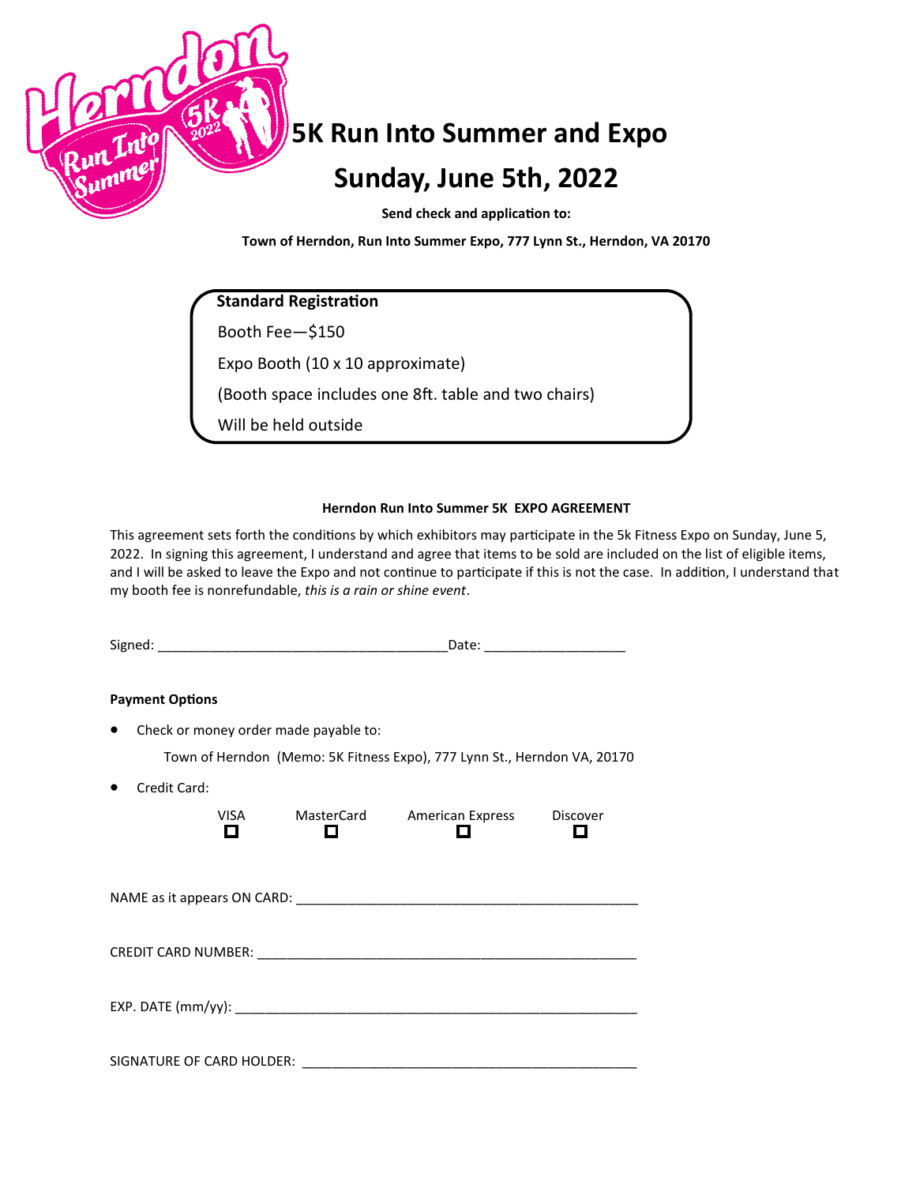# 5K Run Into Summer and Expo

## Sunday, June 5th, 2022

**Send check and application to:**

**Town of Herndon, Run Into Summer Expo, 777 Lynn St., Herndon, VA 20170**

**Standard Registration**

Booth Fee—$150

Expo Booth (10 x 10 approximate)

(Booth space includes one 8ft. table and two chairs)

Will be held outside

### Herndon Run Into Summer 5K EXPO AGREEMENT

This agreement sets forth the conditions by which exhibitors may participate in the 5k Fitness Expo on Sunday, June 5, 2022. In signing this agreement, I understand and agree that items to be sold are included on the list of eligible items, and I will be asked to leave the Expo and not continue to participate if this is not the case. In addition, I understand that my booth fee is nonrefundable, *this is a rain or shine event*.

Signed: ______________________________________ Date: ___________________

**Payment Options**

- Check or money order made payable to:

  Town of Herndon (Memo: 5K Fitness Expo), 777 Lynn St., Herndon VA, 20170

- Credit Card:

  VISA ☐ MasterCard ☐ American Express ☐ Discover ☐

NAME as it appears ON CARD: _____________________________________________

CREDIT CARD NUMBER: __________________________________________________

EXP. DATE (mm/yy): _____________________________________________________

SIGNATURE OF CARD HOLDER: ____________________________________________